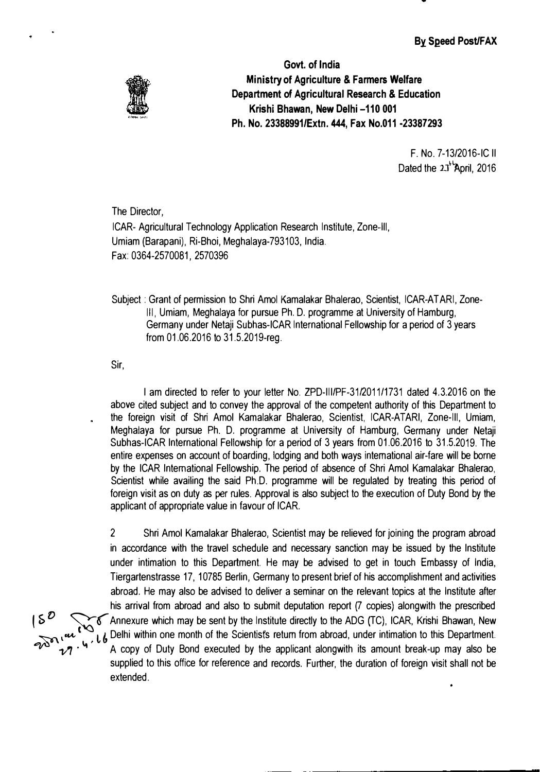**By Speed Post/FAX**

**Govt. of India**
**Ministry of Agriculture & Farmers Welfare**
**Department of Agricultural Research & Education**
**Krishi Bhawan, New Delhi –110 001**
**Ph. No. 23388991/Extn. 444, Fax No.011 -23387293**

F. No. 7-13/2016-IC II
Dated the 27th April, 2016

The Director,
ICAR- Agricultural Technology Application Research Institute, Zone-III,
Umiam (Barapani), Ri-Bhoi, Meghalaya-793103, India.
Fax: 0364-2570081, 2570396

Subject : Grant of permission to Shri Amol Kamalakar Bhalerao, Scientist, ICAR-ATARI, Zone-III, Umiam, Meghalaya for pursue Ph. D. programme at University of Hamburg, Germany under Netaji Subhas-ICAR International Fellowship for a period of 3 years from 01.06.2016 to 31.5.2019-reg.

Sir,

I am directed to refer to your letter No. ZPD-III/PF-31/2011/1731 dated 4.3.2016 on the above cited subject and to convey the approval of the competent authority of this Department to the foreign visit of Shri Amol Kamalakar Bhalerao, Scientist, ICAR-ATARI, Zone-III, Umiam, Meghalaya for pursue Ph. D. programme at University of Hamburg, Germany under Netaji Subhas-ICAR International Fellowship for a period of 3 years from 01.06.2016 to 31.5.2019. The entire expenses on account of boarding, lodging and both ways international air-fare will be borne by the ICAR International Fellowship. The period of absence of Shri Amol Kamalakar Bhalerao, Scientist while availing the said Ph.D. programme will be regulated by treating this period of foreign visit as on duty as per rules. Approval is also subject to the execution of Duty Bond by the applicant of appropriate value in favour of ICAR.

2 Shri Amol Kamalakar Bhalerao, Scientist may be relieved for joining the program abroad in accordance with the travel schedule and necessary sanction may be issued by the Institute under intimation to this Department. He may be advised to get in touch Embassy of India, Tiergartenstrasse 17, 10785 Berlin, Germany to present brief of his accomplishment and activities abroad. He may also be advised to deliver a seminar on the relevant topics at the Institute after his arrival from abroad and also to submit deputation report (7 copies) alongwith the prescribed Annexure which may be sent by the Institute directly to the ADG (TC), ICAR, Krishi Bhawan, New Delhi within one month of the Scientist's return from abroad, under intimation to this Department. A copy of Duty Bond executed by the applicant alongwith its amount break-up may also be supplied to this office for reference and records. Further, the duration of foreign visit shall not be extended.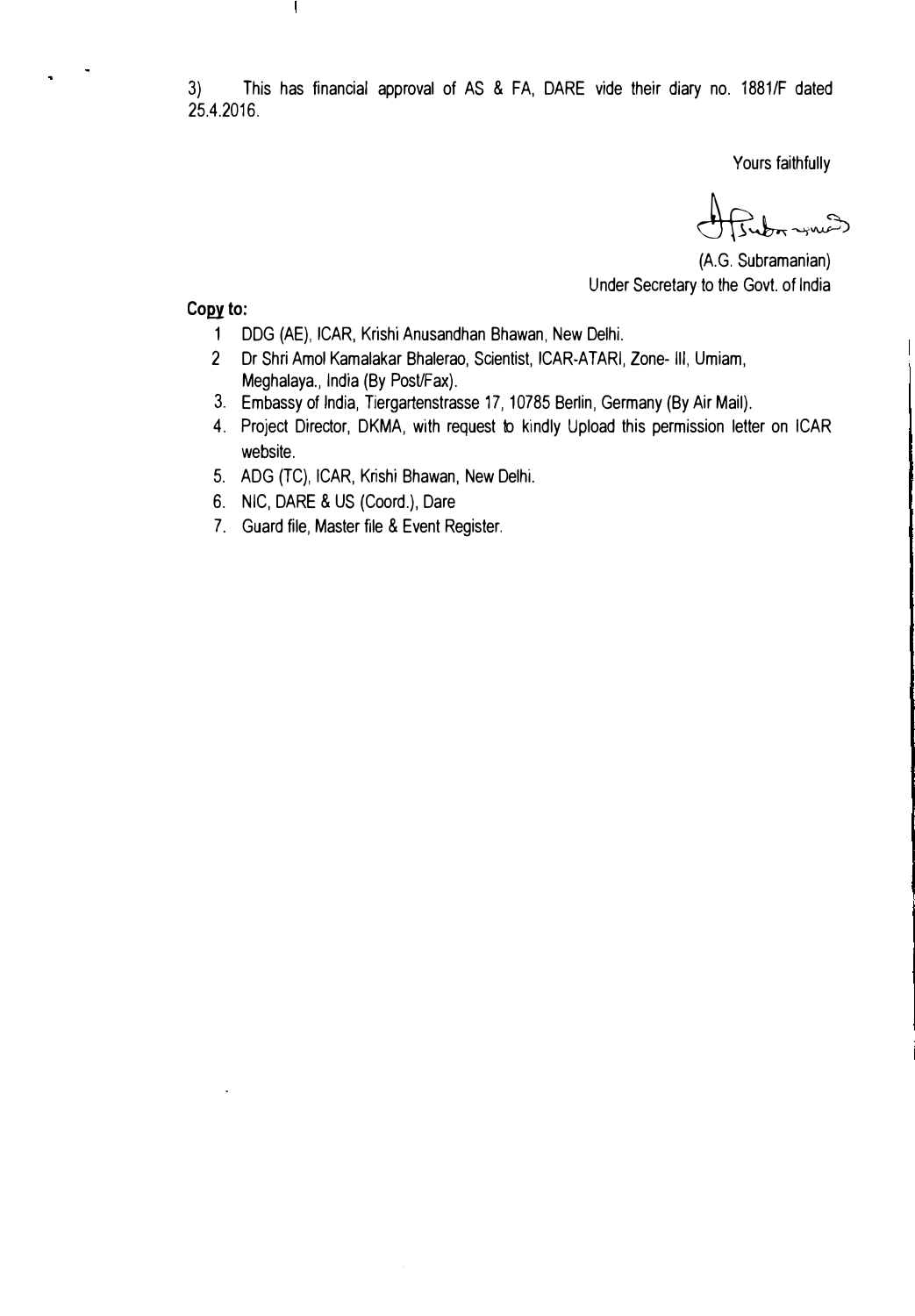3) This has financial approval of AS & FA, DARE vide their diary no. 1881/F dated 25.4.2016.

Yours faithfully

(A.G. Subramanian)
Under Secretary to the Govt. of India

**Copy to:**

1. DDG (AE), ICAR, Krishi Anusandhan Bhawan, New Delhi.
2. Dr Shri Amol Kamalakar Bhalerao, Scientist, ICAR-ATARI, Zone- III, Umiam, Meghalaya., India (By Post/Fax).
3. Embassy of India, Tiergartenstrasse 17, 10785 Berlin, Germany (By Air Mail).
4. Project Director, DKMA, with request to kindly Upload this permission letter on ICAR website.
5. ADG (TC), ICAR, Krishi Bhawan, New Delhi.
6. NIC, DARE & US (Coord.), Dare
7. Guard file, Master file & Event Register.